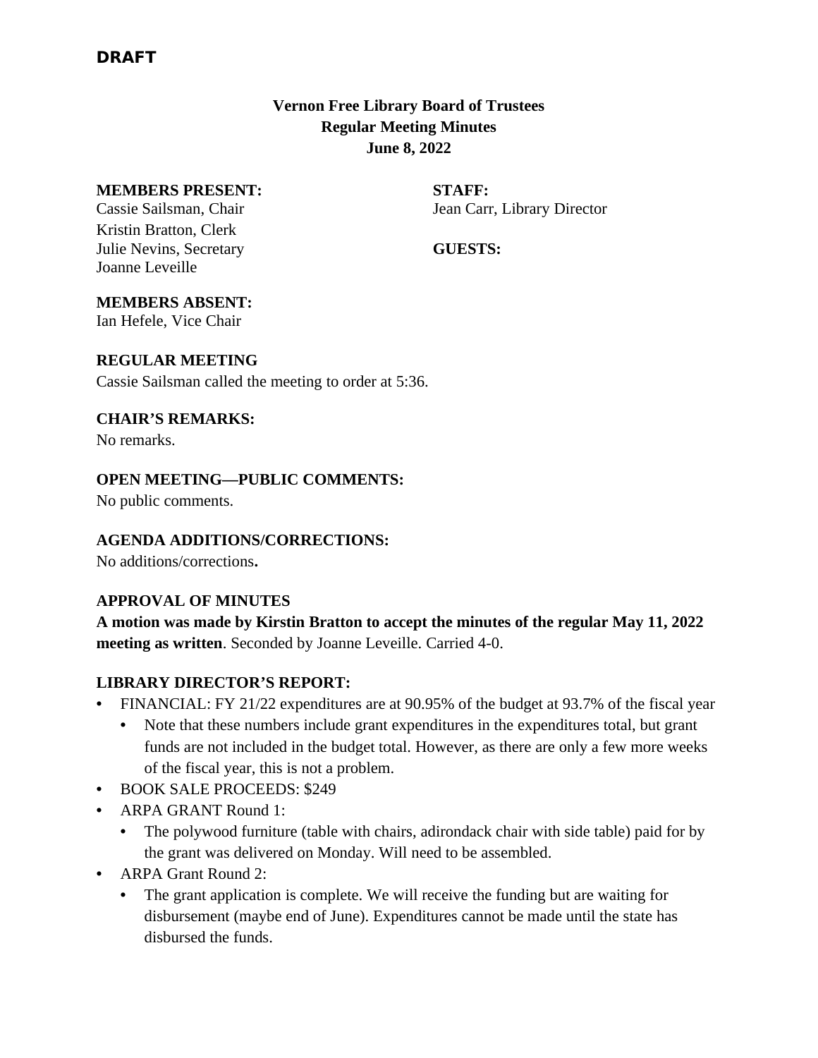**DRAFT**

**Vernon Free Library Board of Trustees**
**Regular Meeting Minutes**
**June 8, 2022**

**MEMBERS PRESENT:**
Cassie Sailsman, Chair
Kristin Bratton, Clerk
Julie Nevins, Secretary
Joanne Leveille

**STAFF:**
Jean Carr, Library Director

**GUESTS:**

**MEMBERS ABSENT:**
Ian Hefele, Vice Chair

**REGULAR MEETING**
Cassie Sailsman called the meeting to order at 5:36.

**CHAIR'S REMARKS:**
No remarks.

**OPEN MEETING—PUBLIC COMMENTS:**
No public comments.

**AGENDA ADDITIONS/CORRECTIONS:**
No additions/corrections**.**

**APPROVAL OF MINUTES**
**A motion was made by Kirstin Bratton to accept the minutes of the regular May 11, 2022 meeting as written**. Seconded by Joanne Leveille. Carried 4-0.

**LIBRARY DIRECTOR'S REPORT:**

- FINANCIAL: FY 21/22 expenditures are at 90.95% of the budget at 93.7% of the fiscal year
  - Note that these numbers include grant expenditures in the expenditures total, but grant funds are not included in the budget total. However, as there are only a few more weeks of the fiscal year, this is not a problem.
- BOOK SALE PROCEEDS: $249
- ARPA GRANT Round 1:
  - The polywood furniture (table with chairs, adirondack chair with side table) paid for by the grant was delivered on Monday. Will need to be assembled.
- ARPA Grant Round 2:
  - The grant application is complete. We will receive the funding but are waiting for disbursement (maybe end of June). Expenditures cannot be made until the state has disbursed the funds.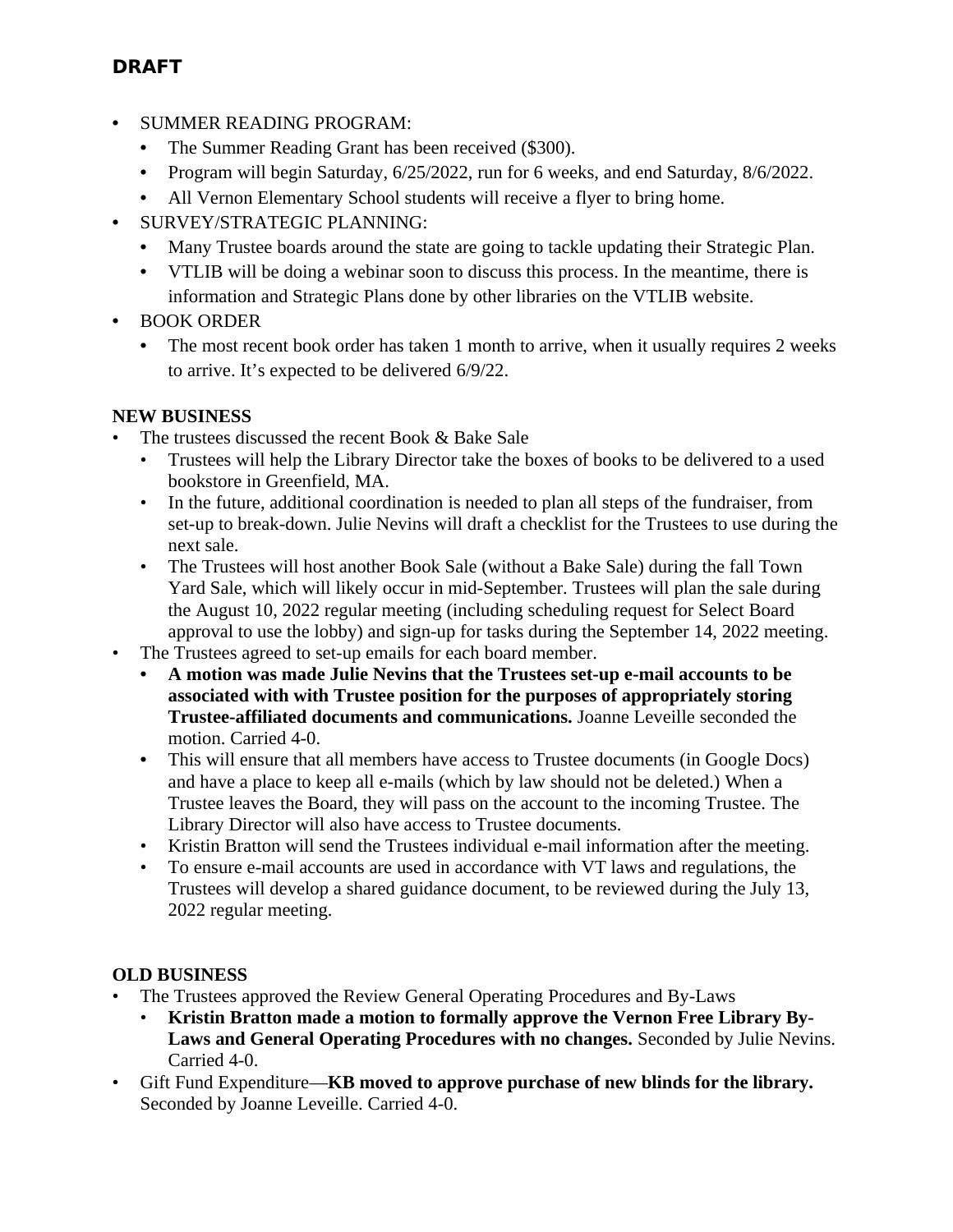**DRAFT**

- SUMMER READING PROGRAM:
  - The Summer Reading Grant has been received ($300).
  - Program will begin Saturday, 6/25/2022, run for 6 weeks, and end Saturday, 8/6/2022.
  - All Vernon Elementary School students will receive a flyer to bring home.
- SURVEY/STRATEGIC PLANNING:
  - Many Trustee boards around the state are going to tackle updating their Strategic Plan.
  - VTLIB will be doing a webinar soon to discuss this process. In the meantime, there is information and Strategic Plans done by other libraries on the VTLIB website.
- BOOK ORDER
  - The most recent book order has taken 1 month to arrive, when it usually requires 2 weeks to arrive. It's expected to be delivered 6/9/22.

**NEW BUSINESS**

- The trustees discussed the recent Book & Bake Sale
  - Trustees will help the Library Director take the boxes of books to be delivered to a used bookstore in Greenfield, MA.
  - In the future, additional coordination is needed to plan all steps of the fundraiser, from set-up to break-down. Julie Nevins will draft a checklist for the Trustees to use during the next sale.
  - The Trustees will host another Book Sale (without a Bake Sale) during the fall Town Yard Sale, which will likely occur in mid-September. Trustees will plan the sale during the August 10, 2022 regular meeting (including scheduling request for Select Board approval to use the lobby) and sign-up for tasks during the September 14, 2022 meeting.
- The Trustees agreed to set-up emails for each board member.
  - **A motion was made Julie Nevins that the Trustees set-up e-mail accounts to be associated with with Trustee position for the purposes of appropriately storing Trustee-affiliated documents and communications.** Joanne Leveille seconded the motion. Carried 4-0.
  - This will ensure that all members have access to Trustee documents (in Google Docs) and have a place to keep all e-mails (which by law should not be deleted.) When a Trustee leaves the Board, they will pass on the account to the incoming Trustee. The Library Director will also have access to Trustee documents.
  - Kristin Bratton will send the Trustees individual e-mail information after the meeting.
  - To ensure e-mail accounts are used in accordance with VT laws and regulations, the Trustees will develop a shared guidance document, to be reviewed during the July 13, 2022 regular meeting.

**OLD BUSINESS**

- The Trustees approved the Review General Operating Procedures and By-Laws
  - **Kristin Bratton made a motion to formally approve the Vernon Free Library By-Laws and General Operating Procedures with no changes.** Seconded by Julie Nevins. Carried 4-0.
- Gift Fund Expenditure—**KB moved to approve purchase of new blinds for the library.** Seconded by Joanne Leveille. Carried 4-0.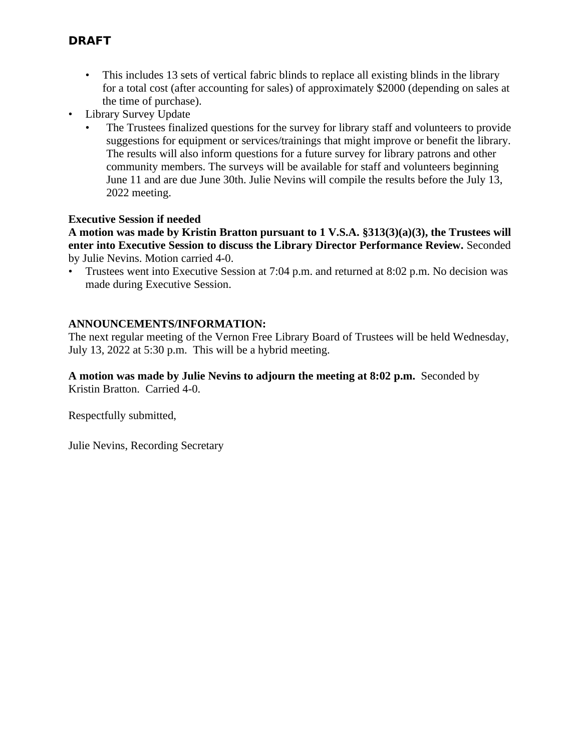**DRAFT**

- This includes 13 sets of vertical fabric blinds to replace all existing blinds in the library for a total cost (after accounting for sales) of approximately $2000 (depending on sales at the time of purchase).

- Library Survey Update
    - The Trustees finalized questions for the survey for library staff and volunteers to provide suggestions for equipment or services/trainings that might improve or benefit the library. The results will also inform questions for a future survey for library patrons and other community members. The surveys will be available for staff and volunteers beginning June 11 and are due June 30th. Julie Nevins will compile the results before the July 13, 2022 meeting.

**Executive Session if needed**

**A motion was made by Kristin Bratton pursuant to 1 V.S.A. §313(3)(a)(3), the Trustees will enter into Executive Session to discuss the Library Director Performance Review.** Seconded by Julie Nevins. Motion carried 4-0.

- Trustees went into Executive Session at 7:04 p.m. and returned at 8:02 p.m. No decision was made during Executive Session.

**ANNOUNCEMENTS/INFORMATION:**

The next regular meeting of the Vernon Free Library Board of Trustees will be held Wednesday, July 13, 2022 at 5:30 p.m. This will be a hybrid meeting.

**A motion was made by Julie Nevins to adjourn the meeting at 8:02 p.m.** Seconded by Kristin Bratton. Carried 4-0.

Respectfully submitted,

Julie Nevins, Recording Secretary